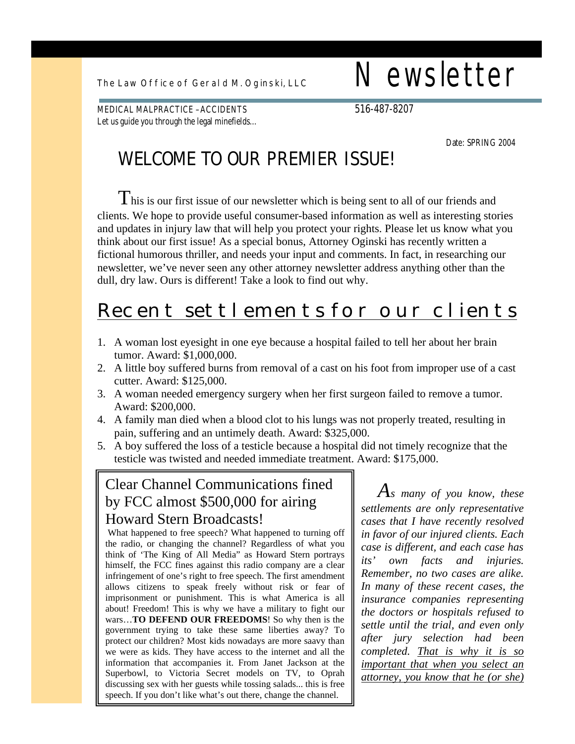The Law Office of Gerald M. Oginski, LLC

# Newsletter

MEDICAL MALPRACTICE –ACCIDENTS

Let us guide you through the legal minefields...

516-487-8207

Date: SPRING 2004

## WELCOME TO OUR PREMIER ISSUE!

This is our first issue of our newsletter which is being sent to all of our friends and clients. We hope to provide useful consumer-based information as well as interesting stories and updates in injury law that will help you protect your rights. Please let us know what you think about our first issue! As a special bonus, Attorney Oginski has recently written a fictional humorous thriller, and needs your input and comments. In fact, in researching our newsletter, we've never seen any other attorney newsletter address anything other than the dull, dry law. Ours is different! Take a look to find out why.

## Recent settlements for our clients

1. A woman lost eyesight in one eye because a hospital failed to tell her about her brain tumor. Award: $1,000,000.
2. A little boy suffered burns from removal of a cast on his foot from improper use of a cast cutter. Award: $125,000.
3. A woman needed emergency surgery when her first surgeon failed to remove a tumor. Award: $200,000.
4. A family man died when a blood clot to his lungs was not properly treated, resulting in pain, suffering and an untimely death. Award: $325,000.
5. A boy suffered the loss of a testicle because a hospital did not timely recognize that the testicle was twisted and needed immediate treatment. Award: $175,000.

### Clear Channel Communications fined by FCC almost $500,000 for airing Howard Stern Broadcasts!

What happened to free speech? What happened to turning off the radio, or changing the channel? Regardless of what you think of 'The King of All Media" as Howard Stern portrays himself, the FCC fines against this radio company are a clear infringement of one's right to free speech. The first amendment allows citizens to speak freely without risk or fear of imprisonment or punishment. This is what America is all about! Freedom! This is why we have a military to fight our wars…**TO DEFEND OUR FREEDOMS**! So why then is the government trying to take these same liberties away? To protect our children? Most kids nowadays are more saavy than we were as kids. They have access to the internet and all the information that accompanies it. From Janet Jackson at the Superbowl, to Victoria Secret models on TV, to Oprah discussing sex with her guests while tossing salads... this is free speech. If you don't like what's out there, change the channel.

*As many of you know, these settlements are only representative cases that I have recently resolved in favor of our injured clients. Each case is different, and each case has its' own facts and injuries. Remember, no two cases are alike. In many of these recent cases, the insurance companies representing the doctors or hospitals refused to settle until the trial, and even only after jury selection had been completed. <u>That is why it is so important that when you select an attorney, you know that he (or she)</u>*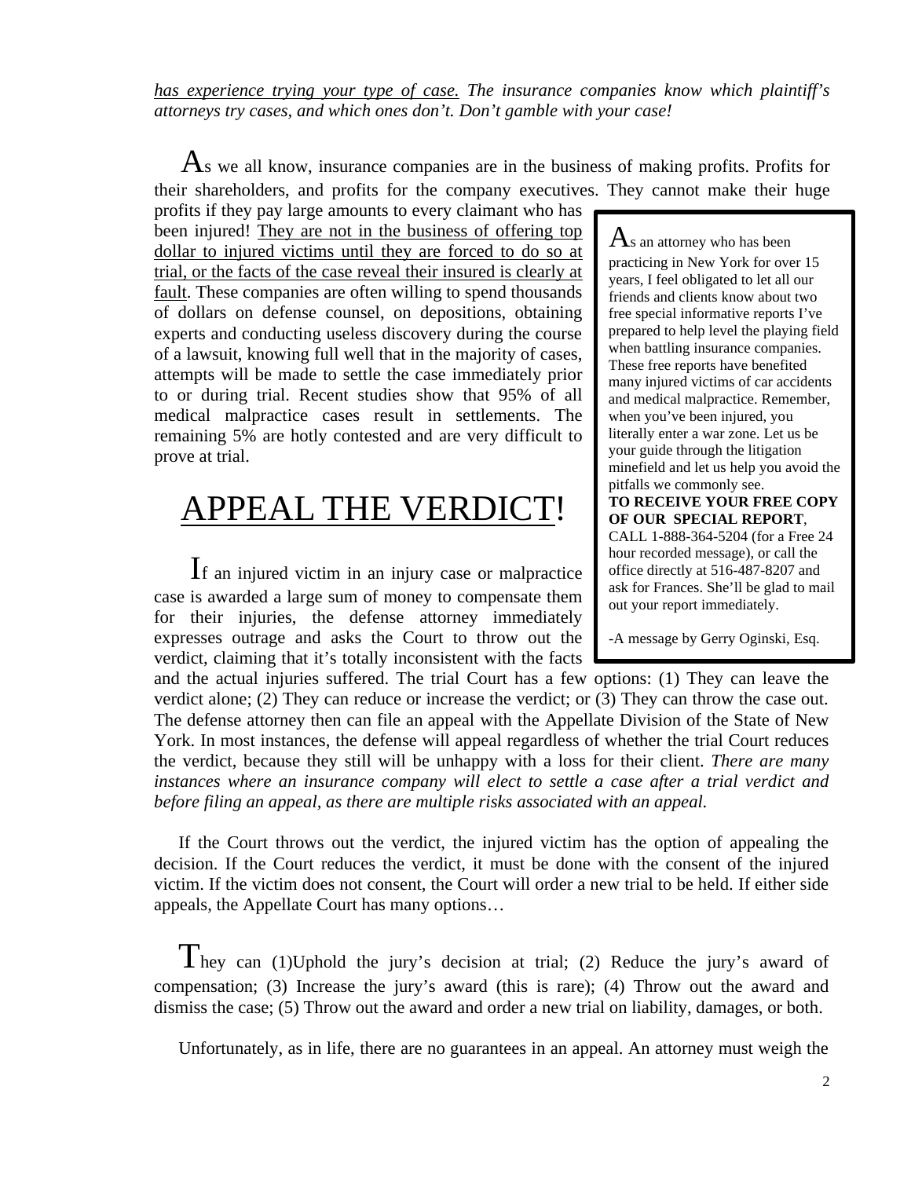*<u>has experience trying your type of case.</u> The insurance companies know which plaintiff's attorneys try cases, and which ones don't. Don't gamble with your case!*

As we all know, insurance companies are in the business of making profits. Profits for their shareholders, and profits for the company executives. They cannot make their huge profits if they pay large amounts to every claimant who has been injured! <u>They are not in the business of offering top dollar to injured victims until they are forced to do so at trial, or the facts of the case reveal their insured is clearly at fault</u>. These companies are often willing to spend thousands of dollars on defense counsel, on depositions, obtaining experts and conducting useless discovery during the course of a lawsuit, knowing full well that in the majority of cases, attempts will be made to settle the case immediately prior to or during trial. Recent studies show that 95% of all medical malpractice cases result in settlements. The remaining 5% are hotly contested and are very difficult to prove at trial.

> As an attorney who has been practicing in New York for over 15 years, I feel obligated to let all our friends and clients know about two free special informative reports I've prepared to help level the playing field when battling insurance companies. These free reports have benefited many injured victims of car accidents and medical malpractice. Remember, when you've been injured, you literally enter a war zone. Let us be your guide through the litigation minefield and let us help you avoid the pitfalls we commonly see.
> **TO RECEIVE YOUR FREE COPY OF OUR SPECIAL REPORT**, CALL 1-888-364-5204 (for a Free 24 hour recorded message), or call the office directly at 516-487-8207 and ask for Frances. She'll be glad to mail out your report immediately.
>
> -A message by Gerry Oginski, Esq.

# <u>APPEAL THE VERDICT</u>!

If an injured victim in an injury case or malpractice case is awarded a large sum of money to compensate them for their injuries, the defense attorney immediately expresses outrage and asks the Court to throw out the verdict, claiming that it's totally inconsistent with the facts and the actual injuries suffered. The trial Court has a few options: (1) They can leave the verdict alone; (2) They can reduce or increase the verdict; or (3) They can throw the case out. The defense attorney then can file an appeal with the Appellate Division of the State of New York. In most instances, the defense will appeal regardless of whether the trial Court reduces the verdict, because they still will be unhappy with a loss for their client. *There are many instances where an insurance company will elect to settle a case after a trial verdict and before filing an appeal, as there are multiple risks associated with an appeal.*

If the Court throws out the verdict, the injured victim has the option of appealing the decision. If the Court reduces the verdict, it must be done with the consent of the injured victim. If the victim does not consent, the Court will order a new trial to be held. If either side appeals, the Appellate Court has many options…

They can (1)Uphold the jury's decision at trial; (2) Reduce the jury's award of compensation; (3) Increase the jury's award (this is rare); (4) Throw out the award and dismiss the case; (5) Throw out the award and order a new trial on liability, damages, or both.

Unfortunately, as in life, there are no guarantees in an appeal. An attorney must weigh the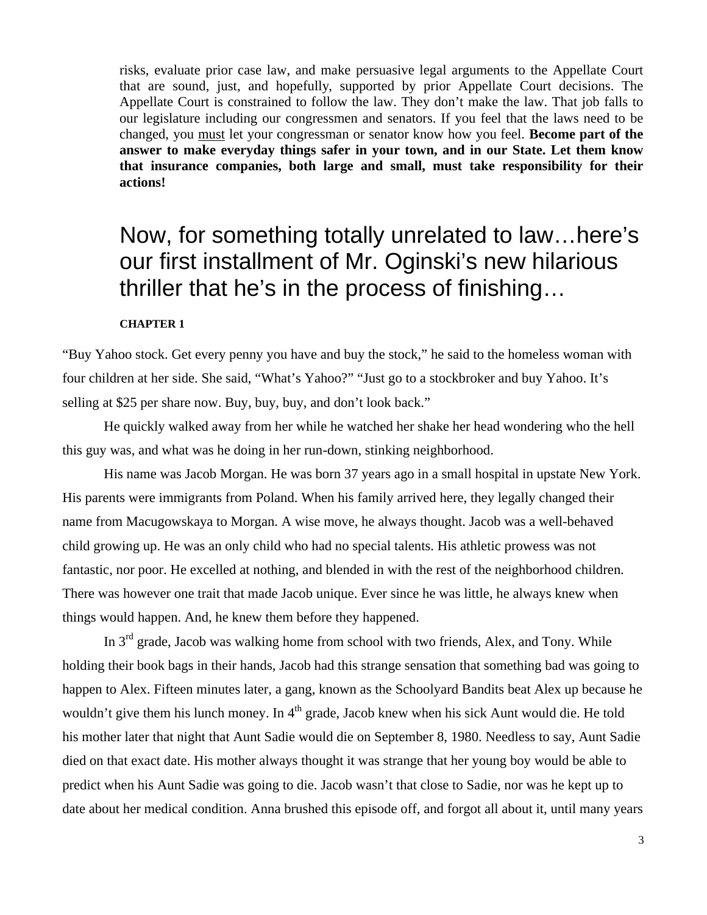risks, evaluate prior case law, and make persuasive legal arguments to the Appellate Court that are sound, just, and hopefully, supported by prior Appellate Court decisions. The Appellate Court is constrained to follow the law. They don't make the law. That job falls to our legislature including our congressmen and senators. If you feel that the laws need to be changed, you must let your congressman or senator know how you feel. **Become part of the answer to make everyday things safer in your town, and in our State. Let them know that insurance companies, both large and small, must take responsibility for their actions!**

## Now, for something totally unrelated to law…here's our first installment of Mr. Oginski's new hilarious thriller that he's in the process of finishing…

**CHAPTER 1**

"Buy Yahoo stock. Get every penny you have and buy the stock," he said to the homeless woman with four children at her side. She said, "What's Yahoo?" "Just go to a stockbroker and buy Yahoo. It's selling at $25 per share now. Buy, buy, buy, and don't look back."

He quickly walked away from her while he watched her shake her head wondering who the hell this guy was, and what was he doing in her run-down, stinking neighborhood.

His name was Jacob Morgan. He was born 37 years ago in a small hospital in upstate New York. His parents were immigrants from Poland. When his family arrived here, they legally changed their name from Macugowskaya to Morgan. A wise move, he always thought. Jacob was a well-behaved child growing up. He was an only child who had no special talents. His athletic prowess was not fantastic, nor poor. He excelled at nothing, and blended in with the rest of the neighborhood children. There was however one trait that made Jacob unique. Ever since he was little, he always knew when things would happen. And, he knew them before they happened.

In 3rd grade, Jacob was walking home from school with two friends, Alex, and Tony. While holding their book bags in their hands, Jacob had this strange sensation that something bad was going to happen to Alex. Fifteen minutes later, a gang, known as the Schoolyard Bandits beat Alex up because he wouldn't give them his lunch money. In 4th grade, Jacob knew when his sick Aunt would die. He told his mother later that night that Aunt Sadie would die on September 8, 1980. Needless to say, Aunt Sadie died on that exact date. His mother always thought it was strange that her young boy would be able to predict when his Aunt Sadie was going to die. Jacob wasn't that close to Sadie, nor was he kept up to date about her medical condition. Anna brushed this episode off, and forgot all about it, until many years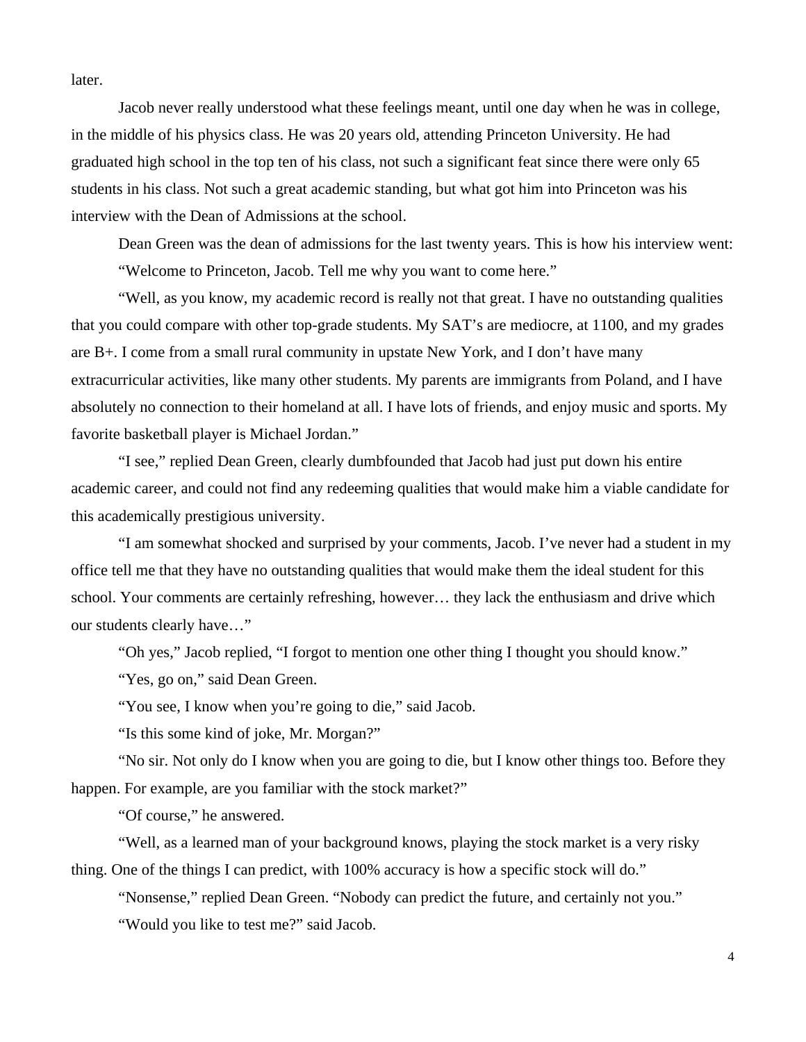later.

Jacob never really understood what these feelings meant, until one day when he was in college, in the middle of his physics class. He was 20 years old, attending Princeton University. He had graduated high school in the top ten of his class, not such a significant feat since there were only 65 students in his class. Not such a great academic standing, but what got him into Princeton was his interview with the Dean of Admissions at the school.

Dean Green was the dean of admissions for the last twenty years. This is how his interview went:

"Welcome to Princeton, Jacob. Tell me why you want to come here."

"Well, as you know, my academic record is really not that great. I have no outstanding qualities that you could compare with other top-grade students. My SAT's are mediocre, at 1100, and my grades are B+. I come from a small rural community in upstate New York, and I don't have many extracurricular activities, like many other students. My parents are immigrants from Poland, and I have absolutely no connection to their homeland at all. I have lots of friends, and enjoy music and sports. My favorite basketball player is Michael Jordan."

"I see," replied Dean Green, clearly dumbfounded that Jacob had just put down his entire academic career, and could not find any redeeming qualities that would make him a viable candidate for this academically prestigious university.

"I am somewhat shocked and surprised by your comments, Jacob. I've never had a student in my office tell me that they have no outstanding qualities that would make them the ideal student for this school. Your comments are certainly refreshing, however… they lack the enthusiasm and drive which our students clearly have…"

"Oh yes," Jacob replied, "I forgot to mention one other thing I thought you should know."

"Yes, go on," said Dean Green.

"You see, I know when you're going to die," said Jacob.

"Is this some kind of joke, Mr. Morgan?"

"No sir. Not only do I know when you are going to die, but I know other things too. Before they happen. For example, are you familiar with the stock market?"

"Of course," he answered.

"Well, as a learned man of your background knows, playing the stock market is a very risky thing. One of the things I can predict, with 100% accuracy is how a specific stock will do."

"Nonsense," replied Dean Green. "Nobody can predict the future, and certainly not you."

"Would you like to test me?" said Jacob.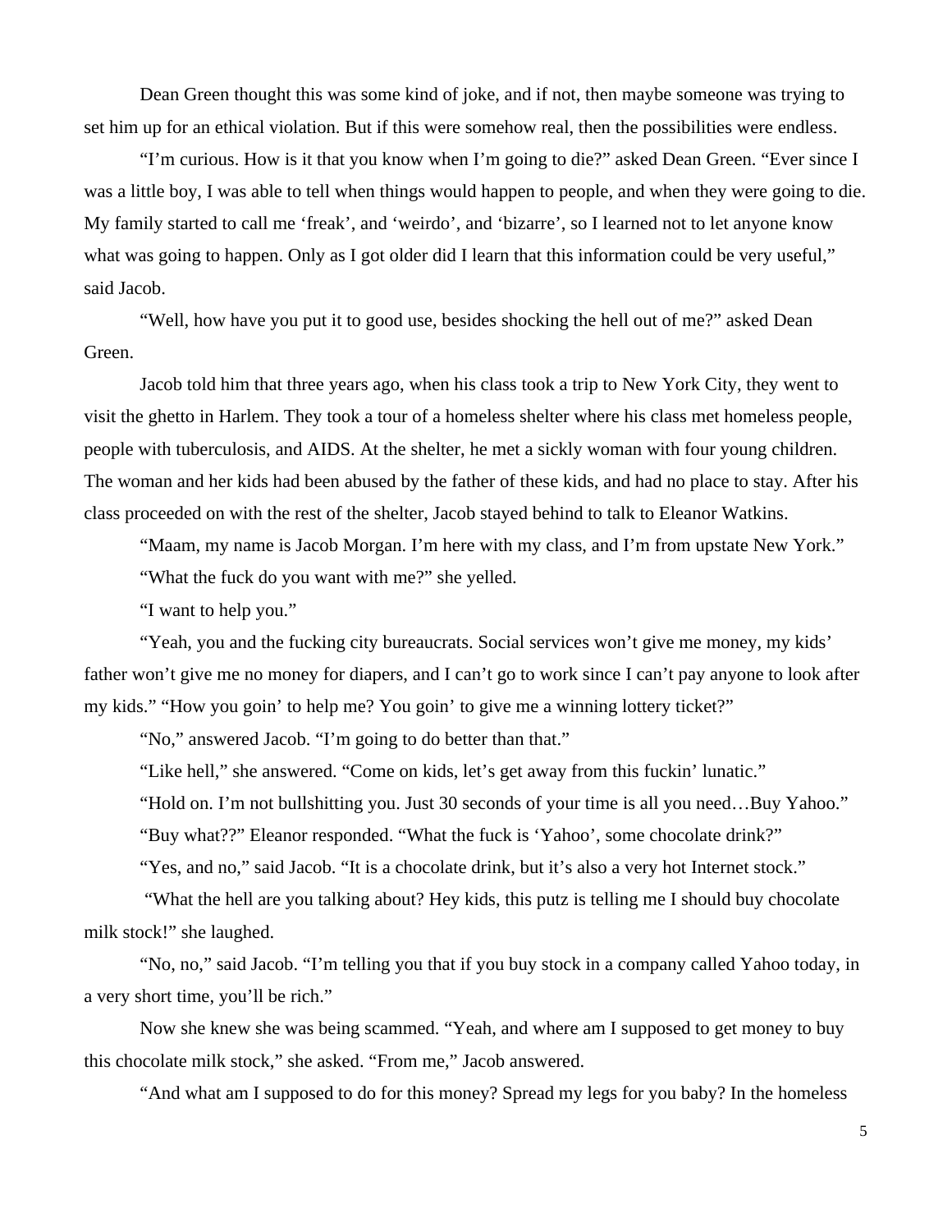Dean Green thought this was some kind of joke, and if not, then maybe someone was trying to set him up for an ethical violation. But if this were somehow real, then the possibilities were endless.

"I'm curious. How is it that you know when I'm going to die?" asked Dean Green. "Ever since I was a little boy, I was able to tell when things would happen to people, and when they were going to die. My family started to call me 'freak', and 'weirdo', and 'bizarre', so I learned not to let anyone know what was going to happen. Only as I got older did I learn that this information could be very useful," said Jacob.

"Well, how have you put it to good use, besides shocking the hell out of me?" asked Dean Green.

Jacob told him that three years ago, when his class took a trip to New York City, they went to visit the ghetto in Harlem. They took a tour of a homeless shelter where his class met homeless people, people with tuberculosis, and AIDS. At the shelter, he met a sickly woman with four young children. The woman and her kids had been abused by the father of these kids, and had no place to stay. After his class proceeded on with the rest of the shelter, Jacob stayed behind to talk to Eleanor Watkins.

"Maam, my name is Jacob Morgan. I'm here with my class, and I'm from upstate New York."

"What the fuck do you want with me?" she yelled.

"I want to help you."

"Yeah, you and the fucking city bureaucrats. Social services won't give me money, my kids' father won't give me no money for diapers, and I can't go to work since I can't pay anyone to look after my kids." "How you goin' to help me? You goin' to give me a winning lottery ticket?"

"No," answered Jacob. "I'm going to do better than that."

"Like hell," she answered. "Come on kids, let's get away from this fuckin' lunatic."

"Hold on. I'm not bullshitting you. Just 30 seconds of your time is all you need…Buy Yahoo."

"Buy what??" Eleanor responded. "What the fuck is 'Yahoo', some chocolate drink?"

"Yes, and no," said Jacob. "It is a chocolate drink, but it's also a very hot Internet stock."

"What the hell are you talking about? Hey kids, this putz is telling me I should buy chocolate milk stock!" she laughed.

"No, no," said Jacob. "I'm telling you that if you buy stock in a company called Yahoo today, in a very short time, you'll be rich."

Now she knew she was being scammed. "Yeah, and where am I supposed to get money to buy this chocolate milk stock," she asked. "From me," Jacob answered.

"And what am I supposed to do for this money? Spread my legs for you baby? In the homeless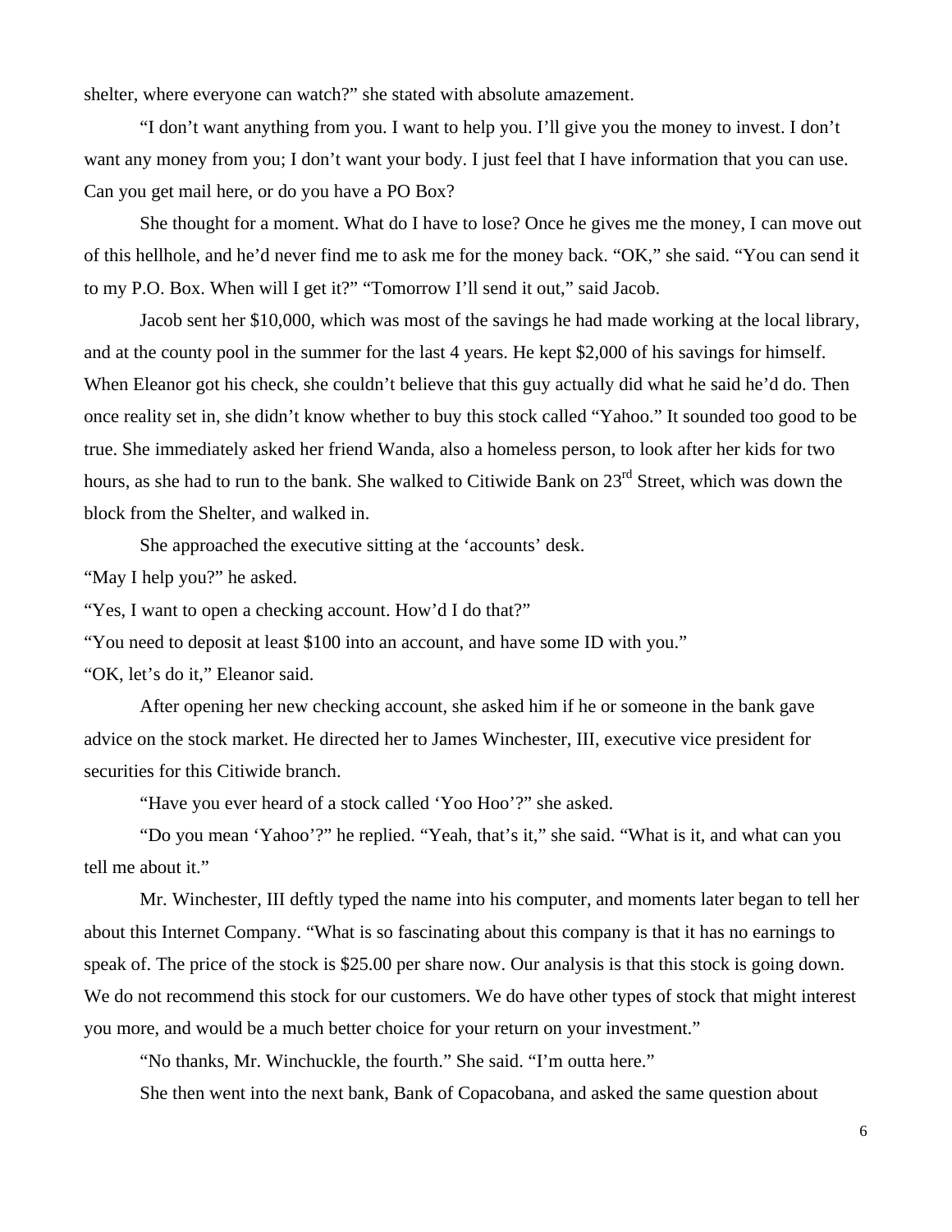shelter, where everyone can watch?" she stated with absolute amazement.

"I don't want anything from you. I want to help you. I'll give you the money to invest. I don't want any money from you; I don't want your body. I just feel that I have information that you can use. Can you get mail here, or do you have a PO Box?

She thought for a moment. What do I have to lose? Once he gives me the money, I can move out of this hellhole, and he'd never find me to ask me for the money back. "OK," she said. "You can send it to my P.O. Box. When will I get it?" "Tomorrow I'll send it out," said Jacob.

Jacob sent her $10,000, which was most of the savings he had made working at the local library, and at the county pool in the summer for the last 4 years. He kept $2,000 of his savings for himself. When Eleanor got his check, she couldn't believe that this guy actually did what he said he'd do. Then once reality set in, she didn't know whether to buy this stock called "Yahoo." It sounded too good to be true. She immediately asked her friend Wanda, also a homeless person, to look after her kids for two hours, as she had to run to the bank. She walked to Citiwide Bank on 23rd Street, which was down the block from the Shelter, and walked in.

She approached the executive sitting at the 'accounts' desk.

"May I help you?" he asked.

"Yes, I want to open a checking account. How'd I do that?"

"You need to deposit at least $100 into an account, and have some ID with you."

"OK, let's do it," Eleanor said.

After opening her new checking account, she asked him if he or someone in the bank gave advice on the stock market. He directed her to James Winchester, III, executive vice president for securities for this Citiwide branch.

"Have you ever heard of a stock called 'Yoo Hoo'?" she asked.

"Do you mean 'Yahoo'?" he replied. "Yeah, that's it," she said. "What is it, and what can you tell me about it."

Mr. Winchester, III deftly typed the name into his computer, and moments later began to tell her about this Internet Company. "What is so fascinating about this company is that it has no earnings to speak of. The price of the stock is $25.00 per share now. Our analysis is that this stock is going down. We do not recommend this stock for our customers. We do have other types of stock that might interest you more, and would be a much better choice for your return on your investment."

"No thanks, Mr. Winchuckle, the fourth." She said. "I'm outta here."

She then went into the next bank, Bank of Copacobana, and asked the same question about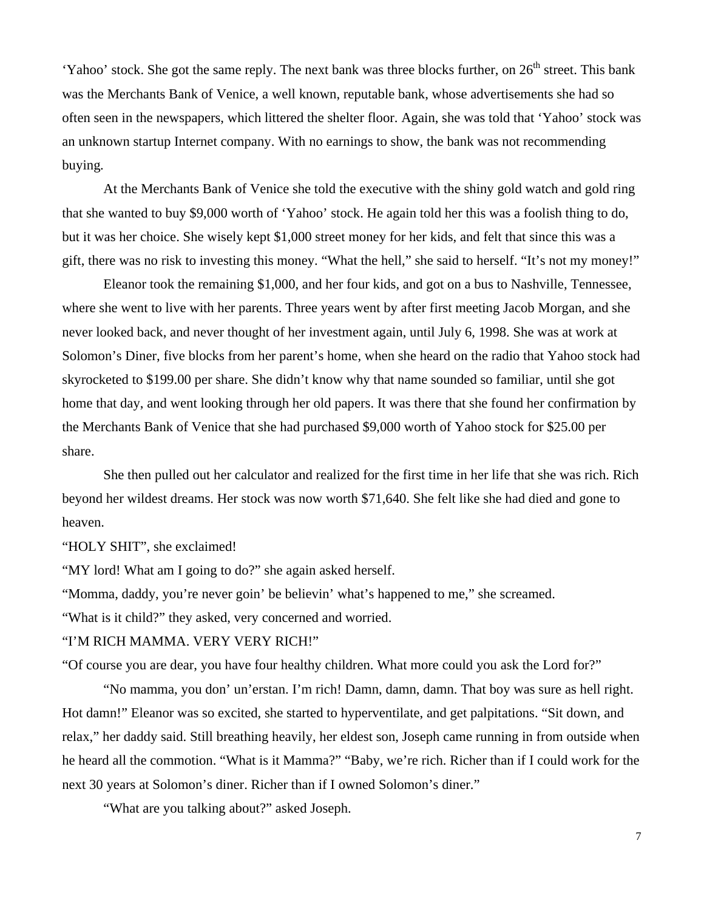'Yahoo' stock. She got the same reply. The next bank was three blocks further, on 26th street. This bank was the Merchants Bank of Venice, a well known, reputable bank, whose advertisements she had so often seen in the newspapers, which littered the shelter floor. Again, she was told that 'Yahoo' stock was an unknown startup Internet company. With no earnings to show, the bank was not recommending buying.

At the Merchants Bank of Venice she told the executive with the shiny gold watch and gold ring that she wanted to buy $9,000 worth of 'Yahoo' stock. He again told her this was a foolish thing to do, but it was her choice. She wisely kept $1,000 street money for her kids, and felt that since this was a gift, there was no risk to investing this money. "What the hell," she said to herself. "It's not my money!"

Eleanor took the remaining $1,000, and her four kids, and got on a bus to Nashville, Tennessee, where she went to live with her parents. Three years went by after first meeting Jacob Morgan, and she never looked back, and never thought of her investment again, until July 6, 1998. She was at work at Solomon's Diner, five blocks from her parent's home, when she heard on the radio that Yahoo stock had skyrocketed to $199.00 per share. She didn't know why that name sounded so familiar, until she got home that day, and went looking through her old papers. It was there that she found her confirmation by the Merchants Bank of Venice that she had purchased $9,000 worth of Yahoo stock for $25.00 per share.

She then pulled out her calculator and realized for the first time in her life that she was rich. Rich beyond her wildest dreams. Her stock was now worth $71,640. She felt like she had died and gone to heaven.

"HOLY SHIT", she exclaimed!

"MY lord! What am I going to do?" she again asked herself.

"Momma, daddy, you're never goin' be believin' what's happened to me," she screamed.

"What is it child?" they asked, very concerned and worried.

"I'M RICH MAMMA. VERY VERY RICH!"

"Of course you are dear, you have four healthy children. What more could you ask the Lord for?"

"No mamma, you don' un'erstan. I'm rich! Damn, damn, damn. That boy was sure as hell right. Hot damn!" Eleanor was so excited, she started to hyperventilate, and get palpitations. "Sit down, and relax," her daddy said. Still breathing heavily, her eldest son, Joseph came running in from outside when he heard all the commotion. "What is it Mamma?" "Baby, we're rich. Richer than if I could work for the next 30 years at Solomon's diner. Richer than if I owned Solomon's diner."

"What are you talking about?" asked Joseph.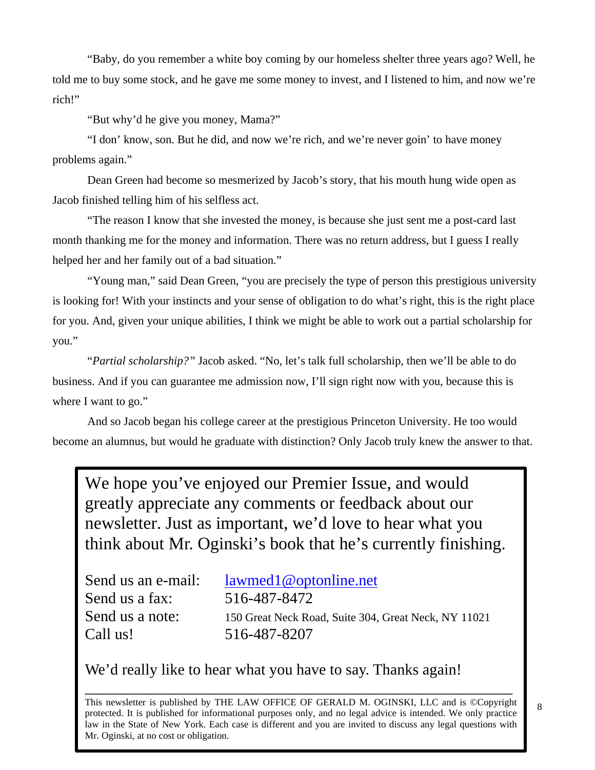"Baby, do you remember a white boy coming by our homeless shelter three years ago? Well, he told me to buy some stock, and he gave me some money to invest, and I listened to him, and now we're rich!"

"But why'd he give you money, Mama?"

"I don' know, son. But he did, and now we're rich, and we're never goin' to have money problems again."

Dean Green had become so mesmerized by Jacob's story, that his mouth hung wide open as Jacob finished telling him of his selfless act.

"The reason I know that she invested the money, is because she just sent me a post-card last month thanking me for the money and information. There was no return address, but I guess I really helped her and her family out of a bad situation."

"Young man," said Dean Green, "you are precisely the type of person this prestigious university is looking for! With your instincts and your sense of obligation to do what's right, this is the right place for you. And, given your unique abilities, I think we might be able to work out a partial scholarship for you."

"*Partial scholarship?"* Jacob asked. "No, let's talk full scholarship, then we'll be able to do business. And if you can guarantee me admission now, I'll sign right now with you, because this is where I want to go."

And so Jacob began his college career at the prestigious Princeton University. He too would become an alumnus, but would he graduate with distinction? Only Jacob truly knew the answer to that.

---

We hope you've enjoyed our Premier Issue, and would greatly appreciate any comments or feedback about our newsletter. Just as important, we'd love to hear what you think about Mr. Oginski's book that he's currently finishing.

| | |
|---|---|
| Send us an e-mail: | lawmed1@optonline.net |
| Send us a fax: | 516-487-8472 |
| Send us a note: | 150 Great Neck Road, Suite 304, Great Neck, NY 11021 |
| Call us! | 516-487-8207 |

We'd really like to hear what you have to say. Thanks again!

---

This newsletter is published by THE LAW OFFICE OF GERALD M. OGINSKI, LLC and is ©Copyright protected. It is published for informational purposes only, and no legal advice is intended. We only practice law in the State of New York. Each case is different and you are invited to discuss any legal questions with Mr. Oginski, at no cost or obligation.